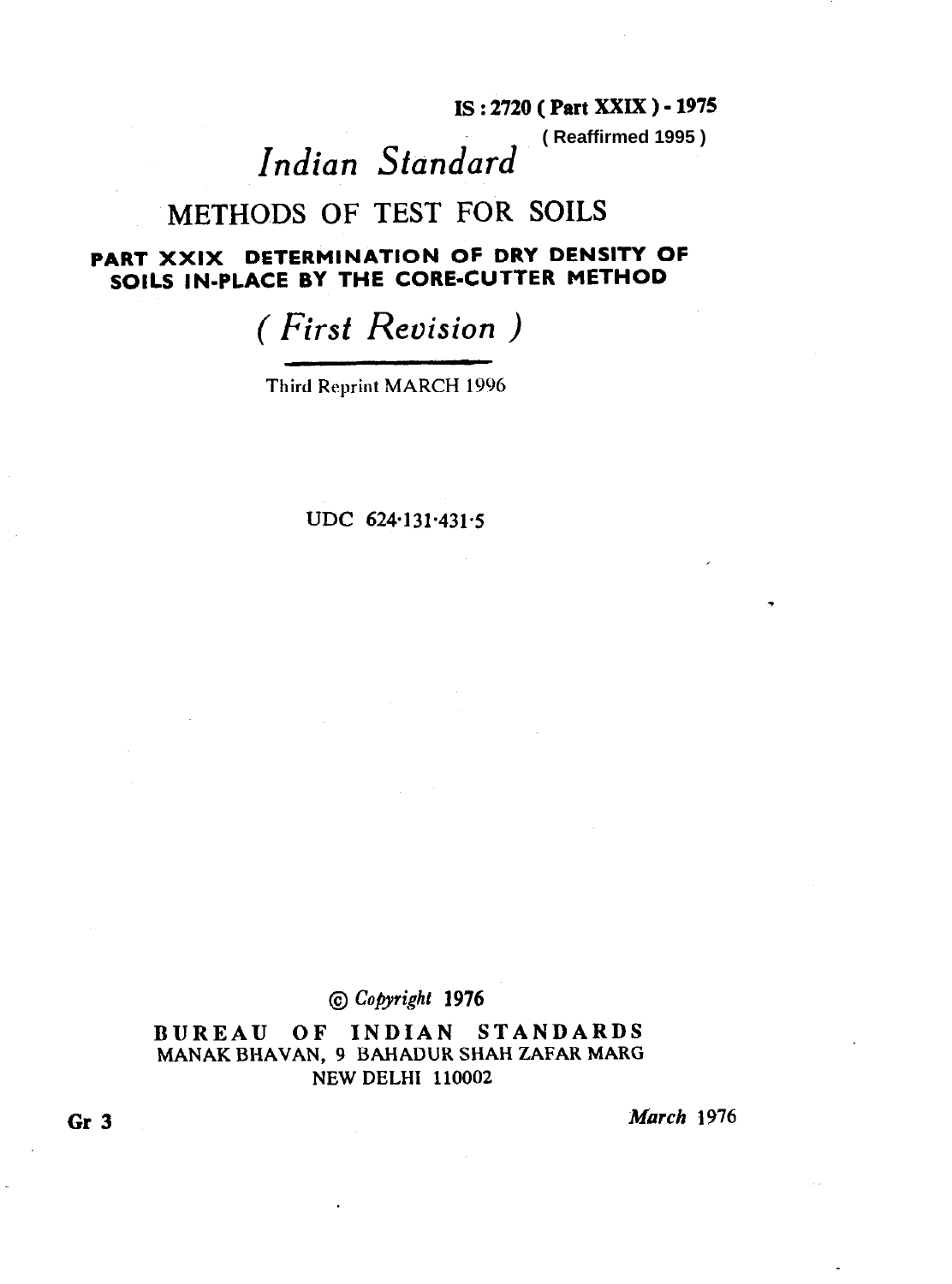**IS : 2720 ( Part XXIX ) - 1975**

**( Reaffirmed 1995 )**

# *Indian Standard*

# METHODS OF TEST FOR SOILS

## PART XXIX DETERMINATION OF DRY DENSITY OF SOILS IN-PLACE BY THE CORE-CUTTER METHOD

## *( First Revision )*

Third Reprint MARCH 1996

UDC 624·131·431·5

© *Copyright* 1976

**BUREAU OF INDIAN STANDARDS**
MANAK BHAVAN, 9 BAHADUR SHAH ZAFAR MARG
NEW DELHI 110002

**Gr 3** *March* 1976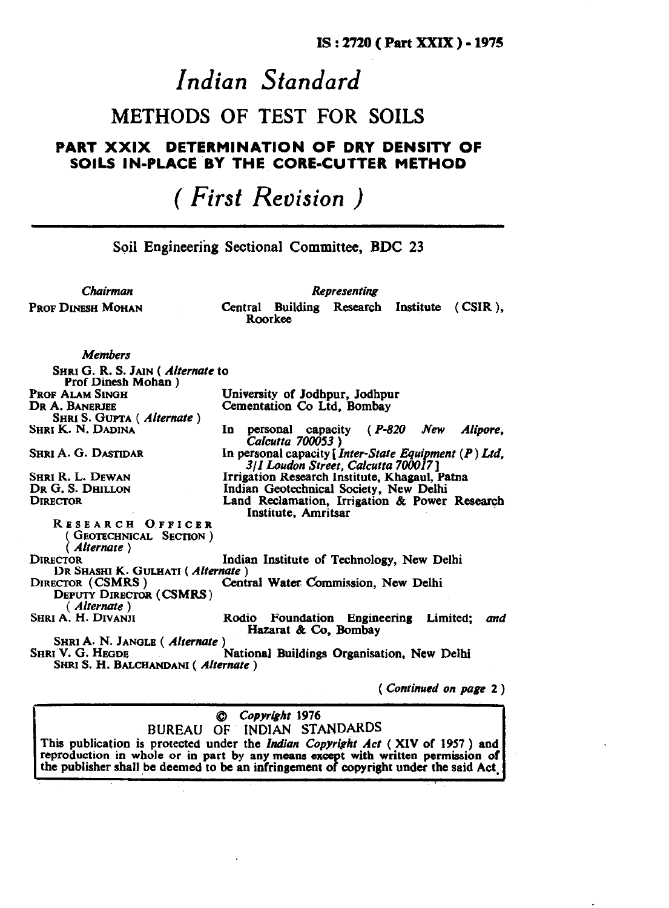IS : 2720 ( Part XXIX ) - 1975

# Indian Standard

## METHODS OF TEST FOR SOILS

### PART XXIX DETERMINATION OF DRY DENSITY OF SOILS IN-PLACE BY THE CORE-CUTTER METHOD

## ( *First Revision* )

Soil Engineering Sectional Committee, BDC 23

| *Chairman* | *Representing* |
|---|---|
| PROF DINESH MOHAN | Central Building Research Institute (CSIR), Roorkee |

| *Members* | |
|---|---|
| SHRI G. R. S. JAIN ( *Alternate* to Prof Dinesh Mohan ) | |
| PROF ALAM SINGH | University of Jodhpur, Jodhpur |
| DR A. BANERJEE | Cementation Co Ltd, Bombay |
| SHRI S. GUPTA ( *Alternate* ) | |
| SHRI K. N. DADINA | In personal capacity ( *P-820 New Alipore, Calcutta 700053* ) |
| SHRI A. G. DASTIDAR | In personal capacity [ *Inter-State Equipment (P) Ltd, 3/1 Loudon Street, Calcutta 700017* ] |
| SHRI R. L. DEWAN | Irrigation Research Institute, Khagaul, Patna |
| DR G. S. DHILLON | Indian Geotechnical Society, New Delhi |
| DIRECTOR | Land Reclamation, Irrigation & Power Research Institute, Amritsar |
| RESEARCH OFFICER ( GEOTECHNICAL SECTION ) ( *Alternate* ) | |
| DIRECTOR | Indian Institute of Technology, New Delhi |
| DR SHASHI K. GULHATI ( *Alternate* ) | |
| DIRECTOR (CSMRS) | Central Water Commission, New Delhi |
| DEPUTY DIRECTOR (CSMRS) ( *Alternate* ) | |
| SHRI A. H. DIVANJI | Rodio Foundation Engineering Limited; *and* Hazarat & Co, Bombay |
| SHRI A. N. JANGLE ( *Alternate* ) | |
| SHRI V. G. HEGDE | National Buildings Organisation, New Delhi |
| SHRI S. H. BALCHANDANI ( *Alternate* ) | |

( *Continued on page* 2 )

© *Copyright* 1976
BUREAU OF INDIAN STANDARDS
This publication is protected under the *Indian Copyright Act* ( XIV of 1957 ) and reproduction in whole or in part by any means except with written permission of the publisher shall be deemed to be an infringement of copyright under the said Act.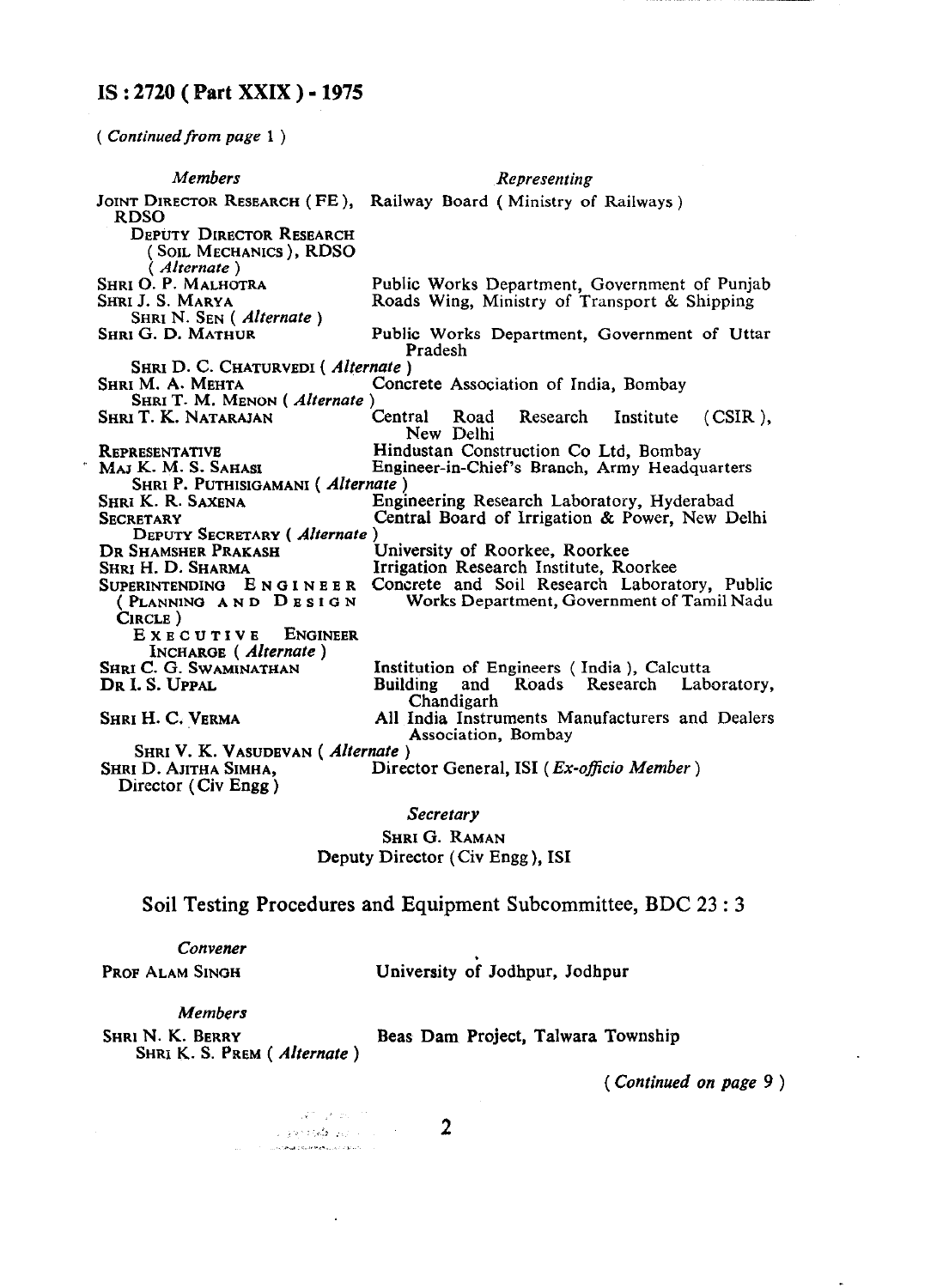( *Continued from page* 1 )

| *Members* | *Representing* |
|---|---|
| JOINT DIRECTOR RESEARCH ( FE ), RDSO | Railway Board ( Ministry of Railways ) |
| DEPUTY DIRECTOR RESEARCH ( SOIL MECHANICS ), RDSO ( *Alternate* ) | |
| SHRI O. P. MALHOTRA | Public Works Department, Government of Punjab |
| SHRI J. S. MARYA | Roads Wing, Ministry of Transport & Shipping |
| SHRI N. SEN ( *Alternate* ) | |
| SHRI G. D. MATHUR | Public Works Department, Government of Uttar Pradesh |
| SHRI D. C. CHATURVEDI ( *Alternate* ) | |
| SHRI M. A. MEHTA | Concrete Association of India, Bombay |
| SHRI T. M. MENON ( *Alternate* ) | |
| SHRI T. K. NATARAJAN | Central Road Research Institute ( CSIR ), New Delhi |
| REPRESENTATIVE | Hindustan Construction Co Ltd, Bombay |
| MAJ K. M. S. SAHASI | Engineer-in-Chief's Branch, Army Headquarters |
| SHRI P. PUTHISIGAMANI ( *Alternate* ) | |
| SHRI K. R. SAXENA | Engineering Research Laboratory, Hyderabad |
| SECRETARY | Central Board of Irrigation & Power, New Delhi |
| DEPUTY SECRETARY ( *Alternate* ) | |
| DR SHAMSHER PRAKASH | University of Roorkee, Roorkee |
| SHRI H. D. SHARMA | Irrigation Research Institute, Roorkee |
| SUPERINTENDING ENGINEER ( PLANNING AND DESIGN CIRCLE ) | Concrete and Soil Research Laboratory, Public Works Department, Government of Tamil Nadu |
| EXECUTIVE ENGINEER INCHARGE ( *Alternate* ) | |
| SHRI C. G. SWAMINATHAN | Institution of Engineers ( India ), Calcutta |
| DR I. S. UPPAL | Building and Roads Research Laboratory, Chandigarh |
| SHRI H. C. VERMA | All India Instruments Manufacturers and Dealers Association, Bombay |
| SHRI V. K. VASUDEVAN ( *Alternate* ) | |
| SHRI D. AJITHA SIMHA, Director ( Civ Engg ) | Director General, ISI ( *Ex-officio Member* ) |

*Secretary*

SHRI G. RAMAN
Deputy Director ( Civ Engg ), ISI

## Soil Testing Procedures and Equipment Subcommittee, BDC 23 : 3

*Convener*

| | |
|---|---|
| PROF ALAM SINGH | University of Jodhpur, Jodhpur |

*Members*

| | |
|---|---|
| SHRI N. K. BERRY | Beas Dam Project, Talwara Township |
| SHRI K. S. PREM ( *Alternate* ) | |

( *Continued on page* 9 )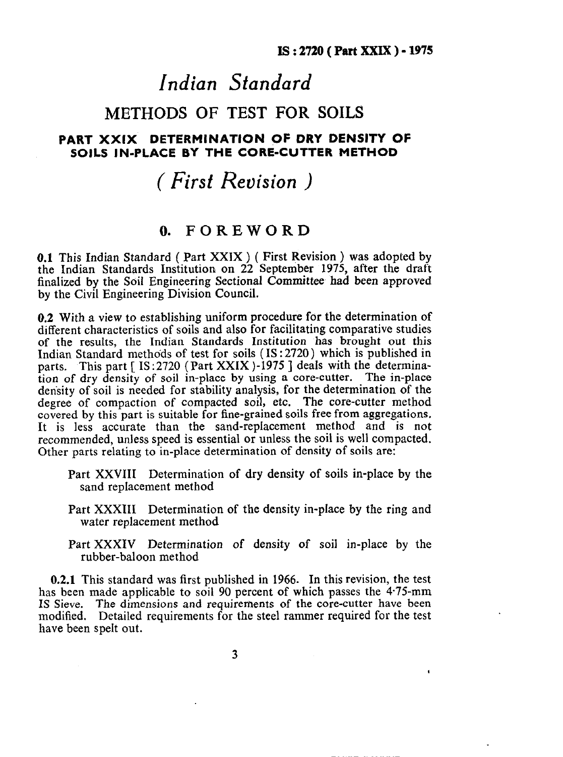# Indian Standard

## METHODS OF TEST FOR SOILS

### PART XXIX DETERMINATION OF DRY DENSITY OF SOILS IN-PLACE BY THE CORE-CUTTER METHOD

## *( First Revision )*

## 0. FOREWORD

**0.1** This Indian Standard ( Part XXIX ) ( First Revision ) was adopted by the Indian Standards Institution on 22 September 1975, after the draft finalized by the Soil Engineering Sectional Committee had been approved by the Civil Engineering Division Council.

**0.2** With a view to establishing uniform procedure for the determination of different characteristics of soils and also for facilitating comparative studies of the results, the Indian Standards Institution has brought out this Indian Standard methods of test for soils ( IS : 2720 ) which is published in parts. This part [ IS : 2720 ( Part XXIX )-1975 ] deals with the determination of dry density of soil in-place by using a core-cutter. The in-place density of soil is needed for stability analysis, for the determination of the degree of compaction of compacted soil, etc. The core-cutter method covered by this part is suitable for fine-grained soils free from aggregations. It is less accurate than the sand-replacement method and is not recommended, unless speed is essential or unless the soil is well compacted. Other parts relating to in-place determination of density of soils are:

- Part XXVIII Determination of dry density of soils in-place by the sand replacement method
- Part XXXIII Determination of the density in-place by the ring and water replacement method
- Part XXXIV Determination of density of soil in-place by the rubber-baloon method

**0.2.1** This standard was first published in 1966. In this revision, the test has been made applicable to soil 90 percent of which passes the 4·75-mm IS Sieve. The dimensions and requirements of the core-cutter have been modified. Detailed requirements for the steel rammer required for the test have been spelt out.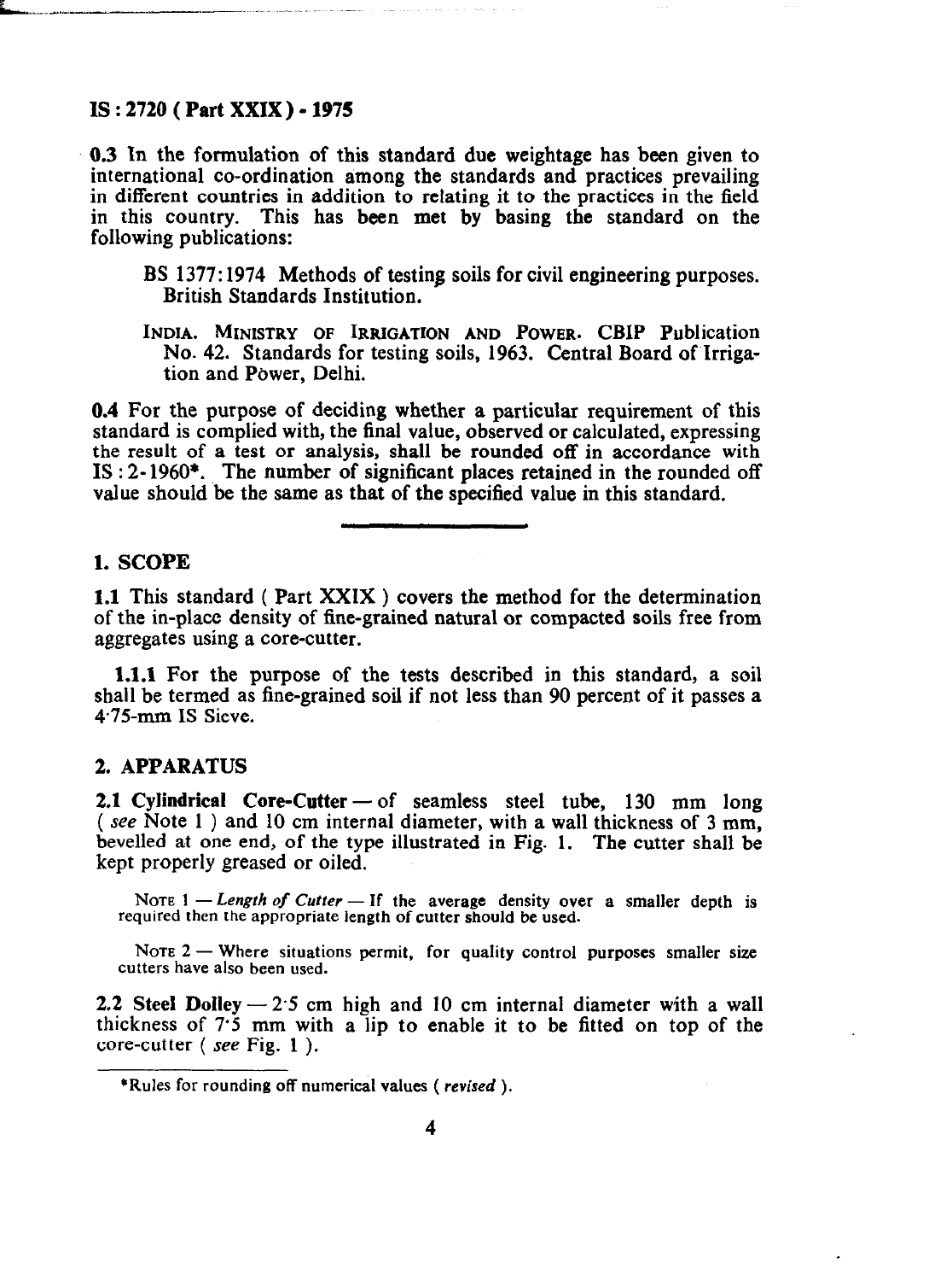**0.3** In the formulation of this standard due weightage has been given to international co-ordination among the standards and practices prevailing in different countries in addition to relating it to the practices in the field in this country. This has been met by basing the standard on the following publications:

BS 1377:1974 Methods of testing soils for civil engineering purposes. British Standards Institution.

INDIA. MINISTRY OF IRRIGATION AND POWER. CBIP Publication No. 42. Standards for testing soils, 1963. Central Board of Irrigation and Power, Delhi.

**0.4** For the purpose of deciding whether a particular requirement of this standard is complied with, the final value, observed or calculated, expressing the result of a test or analysis, shall be rounded off in accordance with IS : 2-1960*. The number of significant places retained in the rounded off value should be the same as that of the specified value in this standard.

## 1. SCOPE

**1.1** This standard ( Part XXIX ) covers the method for the determination of the in-place density of fine-grained natural or compacted soils free from aggregates using a core-cutter.

**1.1.1** For the purpose of the tests described in this standard, a soil shall be termed as fine-grained soil if not less than 90 percent of it passes a 4·75-mm IS Sieve.

## 2. APPARATUS

**2.1 Cylindrical Core-Cutter** — of seamless steel tube, 130 mm long ( *see* Note 1 ) and 10 cm internal diameter, with a wall thickness of 3 mm, bevelled at one end, of the type illustrated in Fig. 1. The cutter shall be kept properly greased or oiled.

NOTE 1 — *Length of Cutter* — If the average density over a smaller depth is required then the appropriate length of cutter should be used.

NOTE 2 — Where situations permit, for quality control purposes smaller size cutters have also been used.

**2.2 Steel Dolley** — 2·5 cm high and 10 cm internal diameter with a wall thickness of 7·5 mm with a lip to enable it to be fitted on top of the core-cutter ( *see* Fig. 1 ).

*Rules for rounding off numerical values ( *revised* ).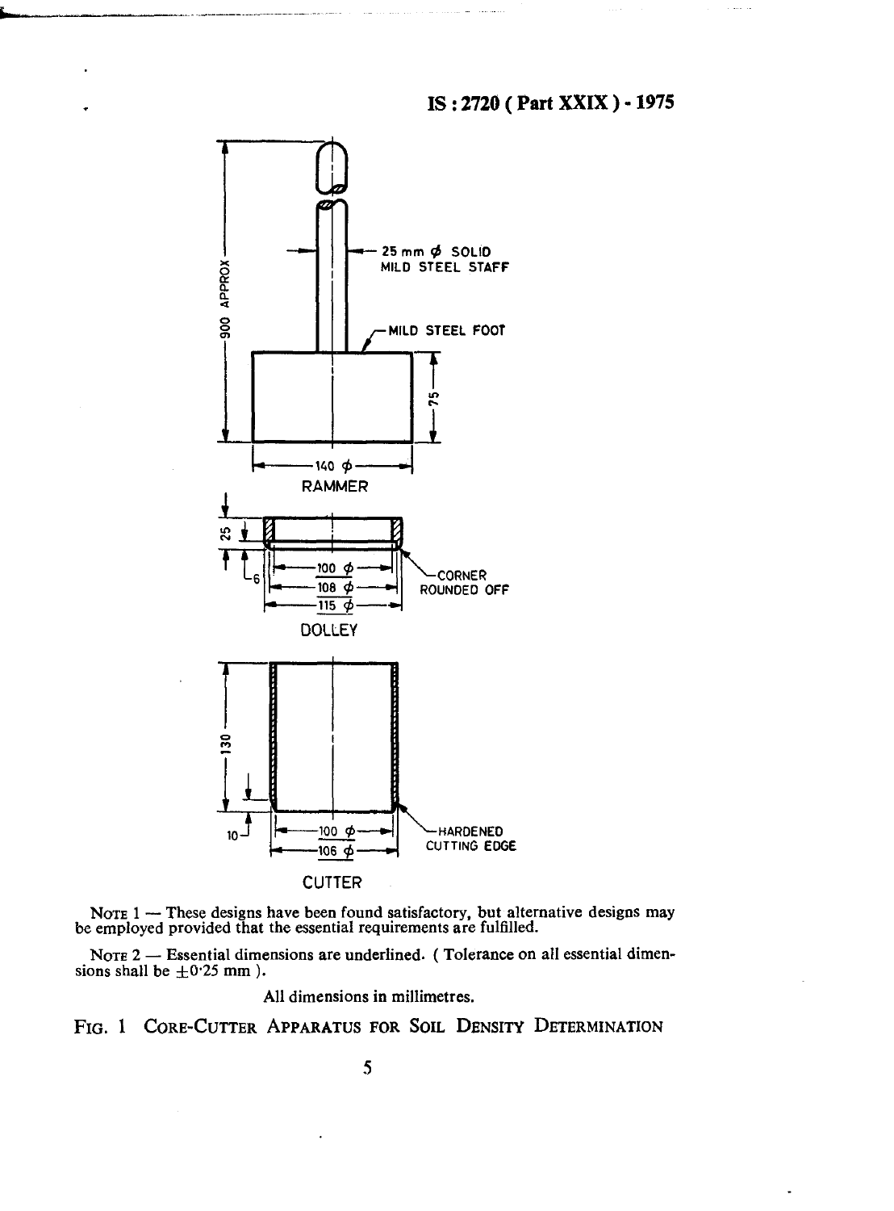25 mm ϕ SOLID MILD STEEL STAFF

MILD STEEL FOOT

900 APPROX

75

140 ϕ

RAMMER

25

6

100 ϕ

108 ϕ

115 ϕ

CORNER ROUNDED OFF

DOLLEY

130

10

100 ϕ

106 ϕ

HARDENED CUTTING EDGE

CUTTER

NOTE 1 — These designs have been found satisfactory, but alternative designs may be employed provided that the essential requirements are fulfilled.

NOTE 2 — Essential dimensions are underlined. ( Tolerance on all essential dimensions shall be $\pm 0 \cdot 25$ mm ).

All dimensions in millimetres.

FIG. 1 CORE-CUTTER APPARATUS FOR SOIL DENSITY DETERMINATION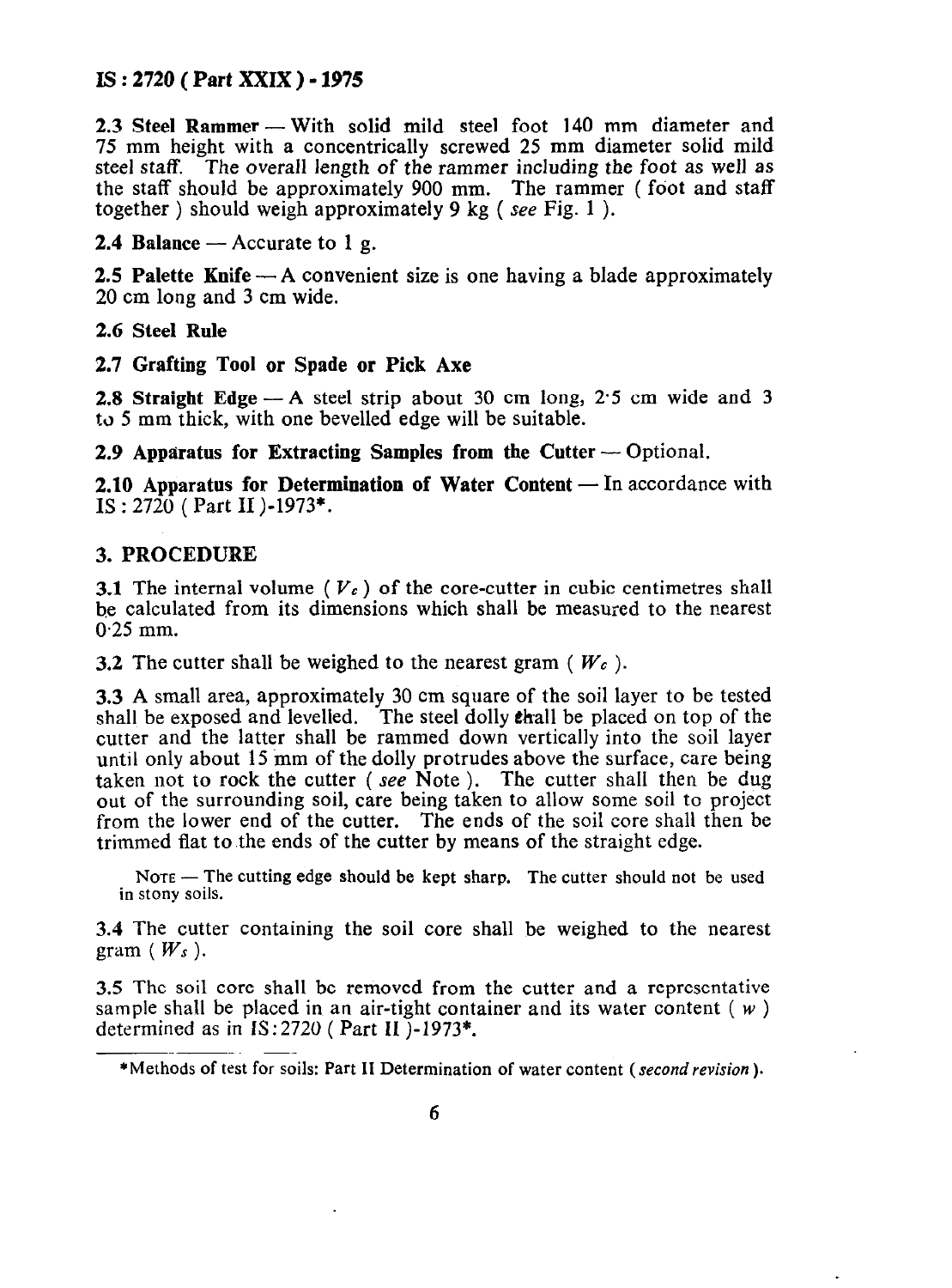**2.3 Steel Rammer** — With solid mild steel foot 140 mm diameter and 75 mm height with a concentrically screwed 25 mm diameter solid mild steel staff. The overall length of the rammer including the foot as well as the staff should be approximately 900 mm. The rammer ( foot and staff together ) should weigh approximately 9 kg ( *see* Fig. 1 ).

**2.4 Balance** — Accurate to 1 g.

**2.5 Palette Knife** — A convenient size is one having a blade approximately 20 cm long and 3 cm wide.

**2.6 Steel Rule**

**2.7 Grafting Tool or Spade or Pick Axe**

**2.8 Straight Edge** — A steel strip about 30 cm long, 2·5 cm wide and 3 to 5 mm thick, with one bevelled edge will be suitable.

**2.9 Apparatus for Extracting Samples from the Cutter** — Optional.

**2.10 Apparatus for Determination of Water Content** — In accordance with IS : 2720 ( Part II )-1973*.

## 3. PROCEDURE

**3.1** The internal volume ( $V_c$ ) of the core-cutter in cubic centimetres shall be calculated from its dimensions which shall be measured to the nearest 0·25 mm.

**3.2** The cutter shall be weighed to the nearest gram ( $W_c$ ).

**3.3** A small area, approximately 30 cm square of the soil layer to be tested shall be exposed and levelled. The steel dolly shall be placed on top of the cutter and the latter shall be rammed down vertically into the soil layer until only about 15 mm of the dolly protrudes above the surface, care being taken not to rock the cutter ( *see* Note ). The cutter shall then be dug out of the surrounding soil, care being taken to allow some soil to project from the lower end of the cutter. The ends of the soil core shall then be trimmed flat to the ends of the cutter by means of the straight edge.

Note — The cutting edge should be kept sharp. The cutter should not be used in stony soils.

**3.4** The cutter containing the soil core shall be weighed to the nearest gram ( $W_s$ ).

**3.5** The soil core shall be removed from the cutter and a representative sample shall be placed in an air-tight container and its water content ( $w$ ) determined as in IS:2720 ( Part II )-1973*.

*Methods of test for soils: Part II Determination of water content ( *second revision* ).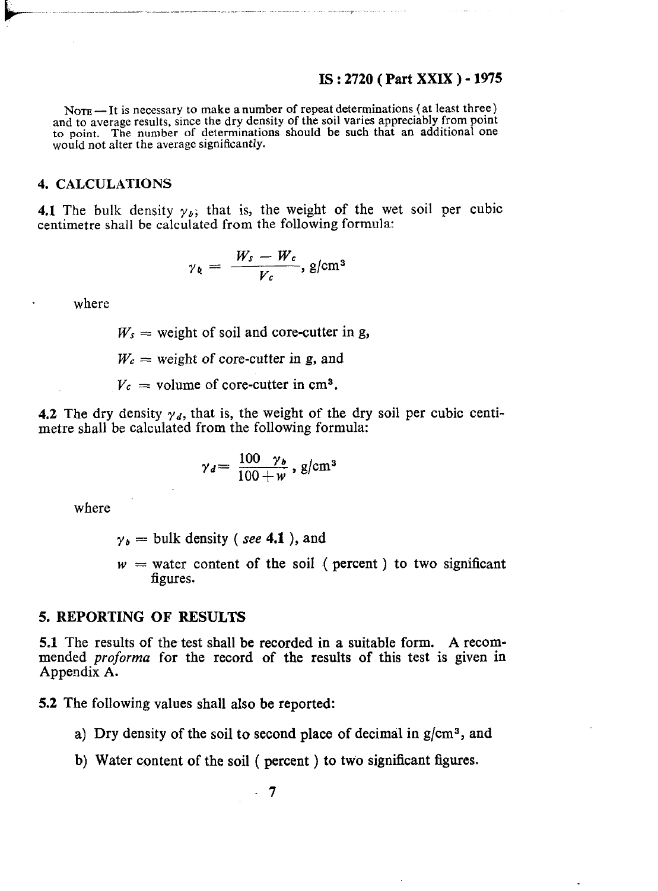NOTE — It is necessary to make a number of repeat determinations (at least three) and to average results, since the dry density of the soil varies appreciably from point to point. The number of determinations should be such that an additional one would not alter the average significantly.

## 4. CALCULATIONS

**4.1** The bulk density $\gamma_b$; that is, the weight of the wet soil per cubic centimetre shall be calculated from the following formula:

$$\gamma_b = \frac{W_s - W_c}{V_c}, \text{ g/cm}^3$$

where

$W_s$ = weight of soil and core-cutter in g,

$W_c$ = weight of core-cutter in g, and

$V_c$ = volume of core-cutter in $\text{cm}^3$.

**4.2** The dry density $\gamma_d$, that is, the weight of the dry soil per cubic centimetre shall be calculated from the following formula:

$$\gamma_d = \frac{100 \ \gamma_b}{100 + w}, \text{ g/cm}^3$$

where

$\gamma_b$ = bulk density ( *see* **4.1** ), and

$w$ = water content of the soil ( percent ) to two significant figures.

## 5. REPORTING OF RESULTS

**5.1** The results of the test shall be recorded in a suitable form. A recommended *proforma* for the record of the results of this test is given in Appendix A.

**5.2** The following values shall also be reported:

a) Dry density of the soil to second place of decimal in $\text{g/cm}^3$, and

b) Water content of the soil ( percent ) to two significant figures.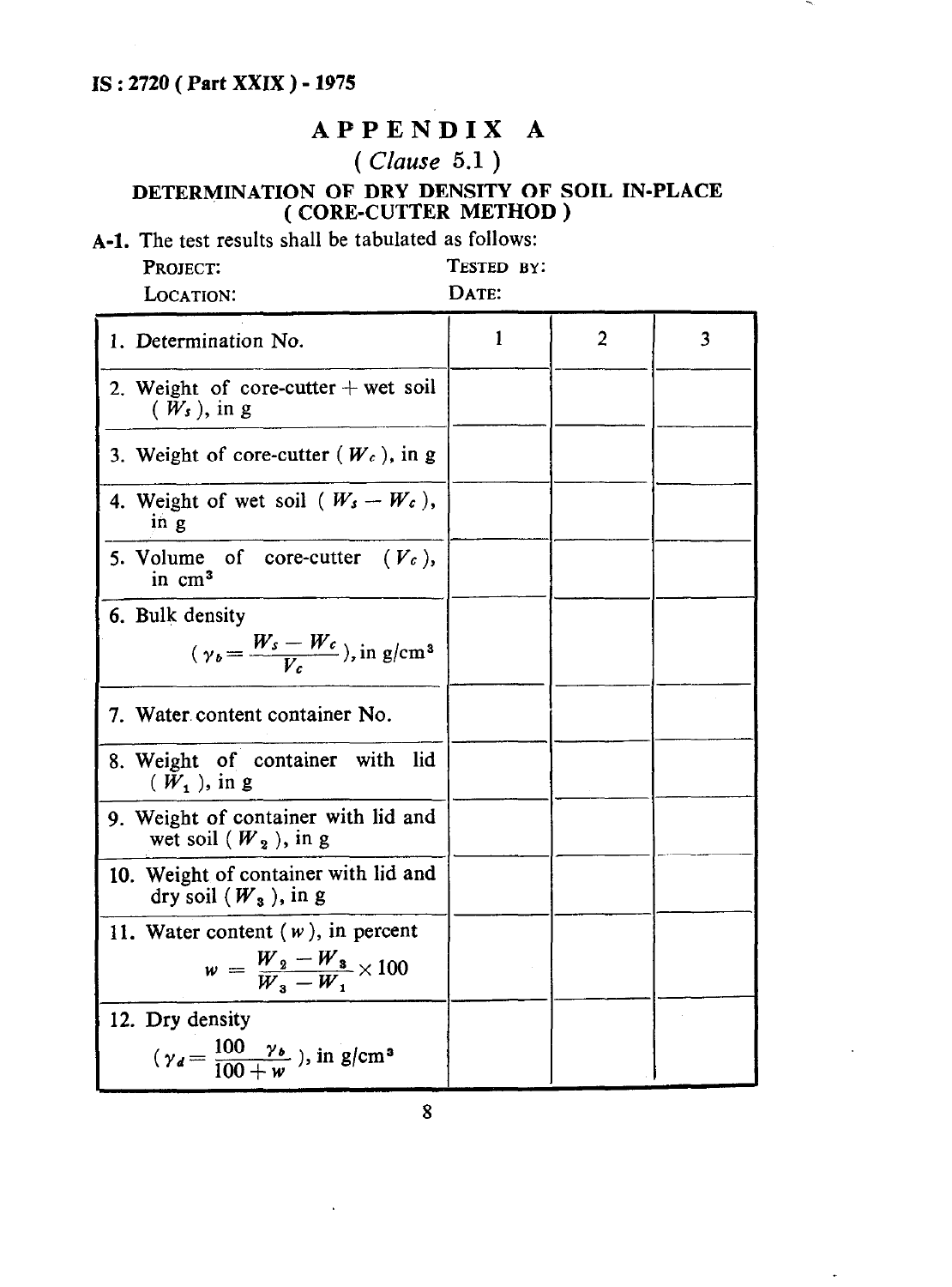## APPENDIX A

*( Clause 5.1 )*

### DETERMINATION OF DRY DENSITY OF SOIL IN-PLACE ( CORE-CUTTER METHOD )

**A-1.** The test results shall be tabulated as follows:

PROJECT: TESTED BY:

LOCATION: DATE:

| 1. Determination No. | 1 | 2 | 3 |
|---|---|---|---|
| 2. Weight of core-cutter + wet soil ( $W_s$ ), in g | | | |
| 3. Weight of core-cutter ( $W_c$ ), in g | | | |
| 4. Weight of wet soil ( $W_s - W_c$ ), in g | | | |
| 5. Volume of core-cutter ( $V_c$ ), in cm$^3$ | | | |
| 6. Bulk density ( $\gamma_b = \frac{W_s - W_c}{V_c}$ ), in g/cm$^3$ | | | |
| 7. Water content container No. | | | |
| 8. Weight of container with lid ( $W_1$ ), in g | | | |
| 9. Weight of container with lid and wet soil ( $W_2$ ), in g | | | |
| 10. Weight of container with lid and dry soil ( $W_3$ ), in g | | | |
| 11. Water content ( $w$ ), in percent $w = \frac{W_2 - W_3}{W_3 - W_1} \times 100$ | | | |
| 12. Dry density ( $\gamma_d = \frac{100\ \gamma_b}{100 + w}$ ), in g/cm$^3$ | | | |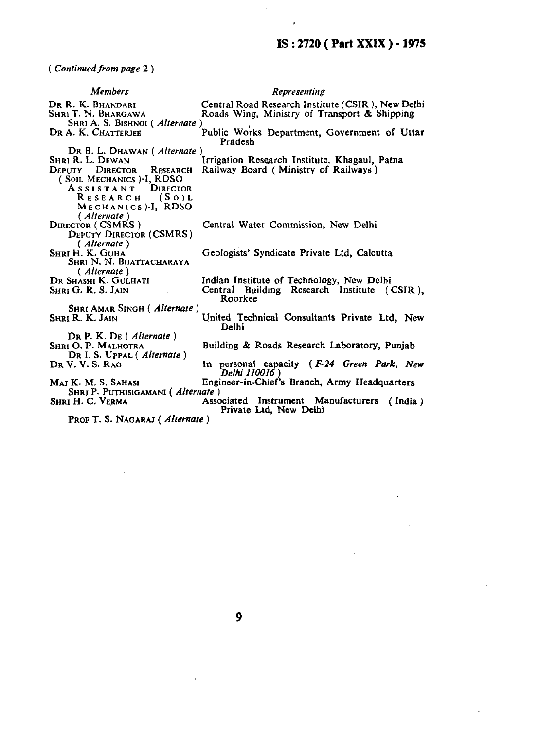( *Continued from page* 2 )

| *Members* | *Representing* |
|---|---|
| DR R. K. BHANDARI | Central Road Research Institute (CSIR), New Delhi |
| SHRI T. N. BHARGAWA | Roads Wing, Ministry of Transport & Shipping |
| SHRI A. S. BISHNOI ( *Alternate* ) | |
| DR A. K. CHATTERJEE | Public Works Department, Government of Uttar Pradesh |
| DR B. L. DHAWAN ( *Alternate* ) | |
| SHRI R. L. DEWAN | Irrigation Research Institute, Khagaul, Patna |
| DEPUTY DIRECTOR RESEARCH ( SOIL MECHANICS )-I, RDSO | Railway Board ( Ministry of Railways ) |
| ASSISTANT DIRECTOR RESEARCH ( SOIL MECHANICS )-I, RDSO ( *Alternate* ) | |
| DIRECTOR ( CSMRS ) | Central Water Commission, New Delhi |
| DEPUTY DIRECTOR (CSMRS) ( *Alternate* ) | |
| SHRI H. K. GUHA | Geologists' Syndicate Private Ltd, Calcutta |
| SHRI N. N. BHATTACHARAYA ( *Alternate* ) | |
| DR SHASHI K. GULHATI | Indian Institute of Technology, New Delhi |
| SHRI G. R. S. JAIN | Central Building Research Institute (CSIR), Roorkee |
| SHRI AMAR SINGH ( *Alternate* ) | |
| SHRI R. K. JAIN | United Technical Consultants Private Ltd, New Delhi |
| DR P. K. DE ( *Alternate* ) | |
| SHRI O. P. MALHOTRA | Building & Roads Research Laboratory, Punjab |
| DR I. S. UPPAL ( *Alternate* ) | |
| DR V. V. S. RAO | In personal capacity ( *F-24 Green Park, New Delhi 110016* ) |
| MAJ K. M. S. SAHASI | Engineer-in-Chief's Branch, Army Headquarters |
| SHRI P. PUTHISIGAMANI ( *Alternate* ) | |
| SHRI H. C. VERMA | Associated Instrument Manufacturers (India) Private Ltd, New Delhi |
| PROF T. S. NAGARAJ ( *Alternate* ) | |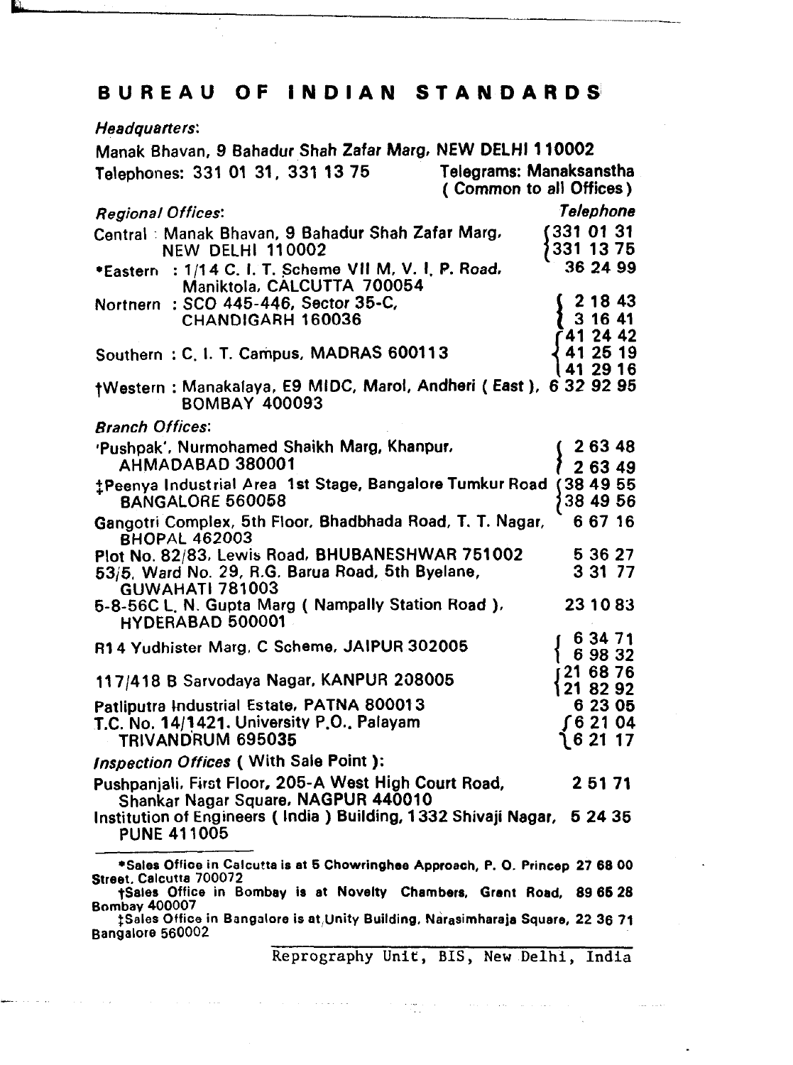# BUREAU OF INDIAN STANDARDS

*Headquarters*:

Manak Bhavan, 9 Bahadur Shah Zafar Marg, NEW DELHI 110002
Telephones: 331 01 31, 331 13 75 | Telegrams: Manaksanstha (Common to all Offices)

| *Regional Offices*: | *Telephone* |
|---|---|
| Central : Manak Bhavan, 9 Bahadur Shah Zafar Marg, NEW DELHI 110002 | 331 01 31, 331 13 75 |
| *Eastern : 1/14 C. I. T. Scheme VII M, V. I. P. Road, Maniktola, CALCUTTA 700054 | 36 24 99 |
| Nortnern : SCO 445-446, Sector 35-C, CHANDIGARH 160036 | 2 18 43, 3 16 41 |
| Southern : C. I. T. Campus, MADRAS 600113 | 41 24 42, 41 25 19, 41 29 16 |
| †Western : Manakalaya, E9 MIDC, Marol, Andheri (East), BOMBAY 400093 | 6 32 92 95 |

| *Branch Offices*: | |
|---|---|
| 'Pushpak', Nurmohamed Shaikh Marg, Khanpur, AHMADABAD 380001 | 2 63 48, 2 63 49 |
| ‡Peenya Industrial Area 1st Stage, Bangalore Tumkur Road BANGALORE 560058 | 38 49 55, 38 49 56 |
| Gangotri Complex, 5th Floor, Bhadbhada Road, T. T. Nagar, BHOPAL 462003 | 6 67 16 |
| Plot No. 82/83, Lewis Road, BHUBANESHWAR 751002 | 5 36 27 |
| 53/5, Ward No. 29, R.G. Barua Road, 5th Byelane, GUWAHATI 781003 | 3 31 77 |
| 5-8-56C L. N. Gupta Marg (Nampally Station Road), HYDERABAD 500001 | 23 10 83 |
| R14 Yudhister Marg, C Scheme, JAIPUR 302005 | 6 34 71, 6 98 32 |
| 117/418 B Sarvodaya Nagar, KANPUR 208005 | 21 68 76, 21 82 92 |
| Patliputra Industrial Estate, PATNA 800013 | 6 23 05 |
| T.C. No. 14/1421, University P.O., Palayam TRIVANDRUM 695035 | 6 21 04, 6 21 17 |

| *Inspection Offices* (With Sale Point): | |
|---|---|
| Pushpanjali, First Floor, 205-A West High Court Road, Shankar Nagar Square, NAGPUR 440010 | 2 51 71 |
| Institution of Engineers (India) Building, 1332 Shivaji Nagar, PUNE 411005 | 5 24 35 |

*Sales Office in Calcutta is at 5 Chowringhee Approach, P. O. Princep Street, Calcutta 700072 — 27 68 00

†Sales Office in Bombay is at Novelty Chambers, Grant Road, Bombay 400007 — 89 65 28

‡Sales Office in Bangalore is at Unity Building, Narasimharaja Square, Bangalore 560002 — 22 36 71

Reprography Unit, BIS, New Delhi, India